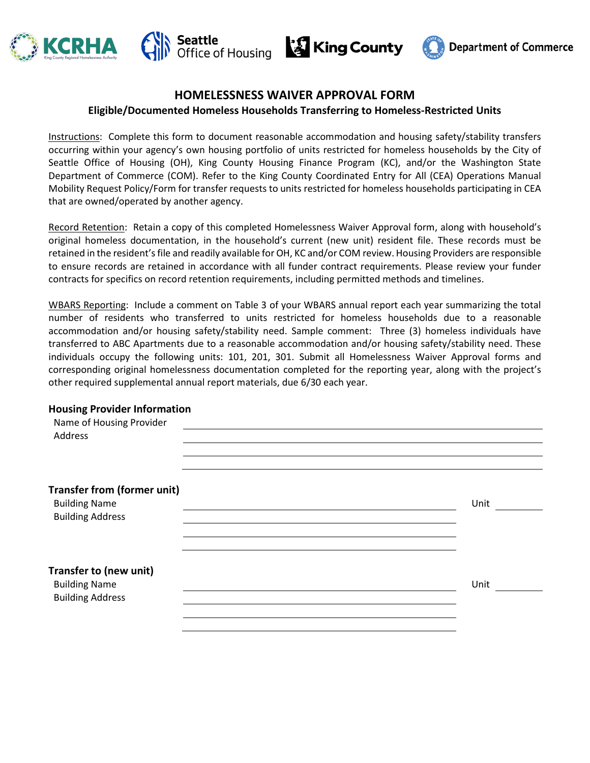KCRHA King County Regional Homelessness Authority | Seattle Office of Housing | King County | Department of Commerce

# HOMELESSNESS WAIVER APPROVAL FORM

## Eligible/Documented Homeless Households Transferring to Homeless-Restricted Units

Instructions: Complete this form to document reasonable accommodation and housing safety/stability transfers occurring within your agency's own housing portfolio of units restricted for homeless households by the City of Seattle Office of Housing (OH), King County Housing Finance Program (KC), and/or the Washington State Department of Commerce (COM). Refer to the King County Coordinated Entry for All (CEA) Operations Manual Mobility Request Policy/Form for transfer requests to units restricted for homeless households participating in CEA that are owned/operated by another agency.

Record Retention: Retain a copy of this completed Homelessness Waiver Approval form, along with household's original homeless documentation, in the household's current (new unit) resident file. These records must be retained in the resident's file and readily available for OH, KC and/or COM review. Housing Providers are responsible to ensure records are retained in accordance with all funder contract requirements. Please review your funder contracts for specifics on record retention requirements, including permitted methods and timelines.

WBARS Reporting: Include a comment on Table 3 of your WBARS annual report each year summarizing the total number of residents who transferred to units restricted for homeless households due to a reasonable accommodation and/or housing safety/stability need. Sample comment: Three (3) homeless individuals have transferred to ABC Apartments due to a reasonable accommodation and/or housing safety/stability need. These individuals occupy the following units: 101, 201, 301. Submit all Homelessness Waiver Approval forms and corresponding original homelessness documentation completed for the reporting year, along with the project's other required supplemental annual report materials, due 6/30 each year.

**Housing Provider Information**

Name of Housing Provider ______________________________

Address ______________________________

______________________________

______________________________

**Transfer from (former unit)**

Building Name ______________________________ Unit ________

Building Address ______________________________

______________________________

______________________________

**Transfer to (new unit)**

Building Name ______________________________ Unit ________

Building Address ______________________________

______________________________

______________________________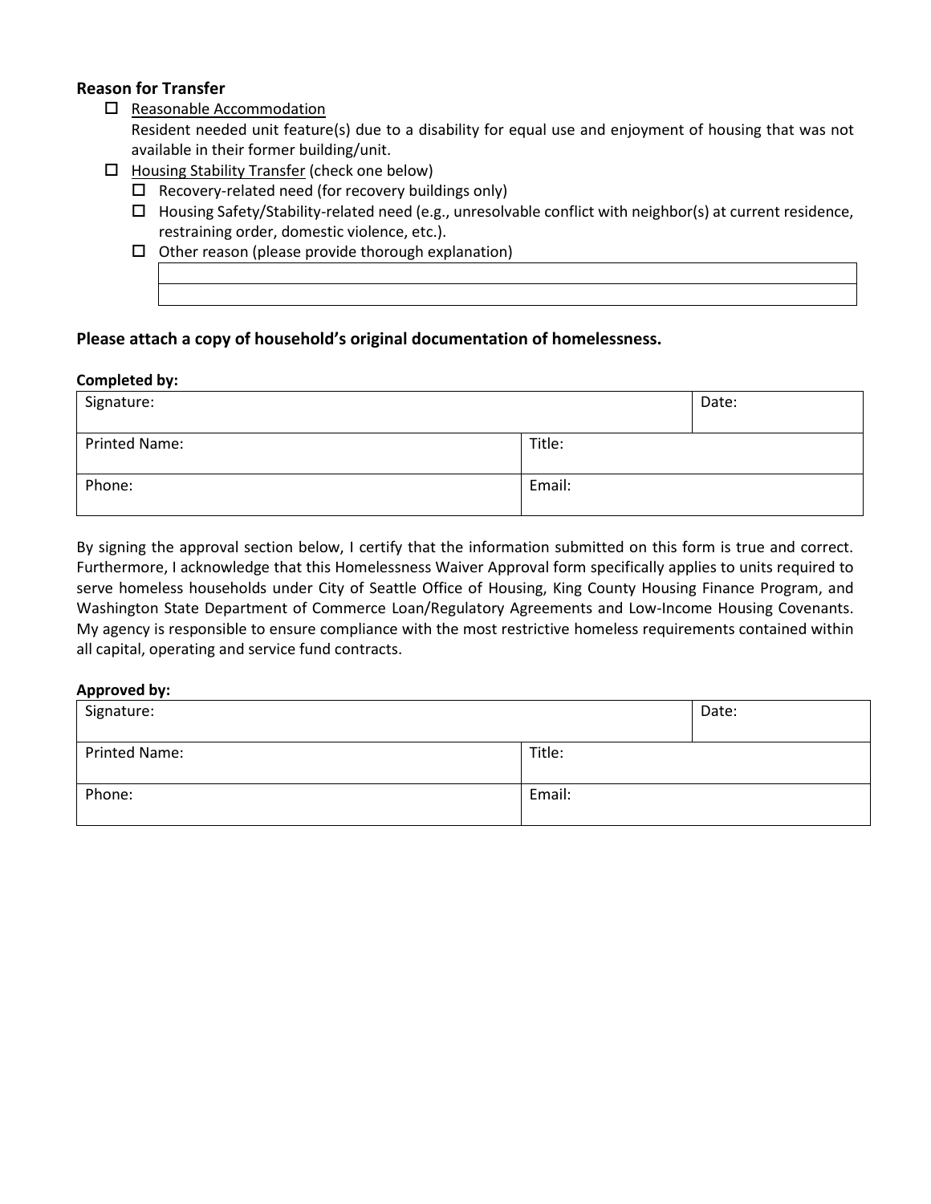**Reason for Transfer**

- ☐ Reasonable Accommodation
  Resident needed unit feature(s) due to a disability for equal use and enjoyment of housing that was not available in their former building/unit.
- ☐ Housing Stability Transfer (check one below)
  - ☐ Recovery-related need (for recovery buildings only)
  - ☐ Housing Safety/Stability-related need (e.g., unresolvable conflict with neighbor(s) at current residence, restraining order, domestic violence, etc.).
  - ☐ Other reason (please provide thorough explanation)

| |
|---|
| |
| |

**Please attach a copy of household's original documentation of homelessness.**

**Completed by:**

| | |
|---|---|
| Signature: | Date: |
| Printed Name: | Title: |
| Phone: | Email: |

By signing the approval section below, I certify that the information submitted on this form is true and correct. Furthermore, I acknowledge that this Homelessness Waiver Approval form specifically applies to units required to serve homeless households under City of Seattle Office of Housing, King County Housing Finance Program, and Washington State Department of Commerce Loan/Regulatory Agreements and Low-Income Housing Covenants. My agency is responsible to ensure compliance with the most restrictive homeless requirements contained within all capital, operating and service fund contracts.

**Approved by:**

| | |
|---|---|
| Signature: | Date: |
| Printed Name: | Title: |
| Phone: | Email: |